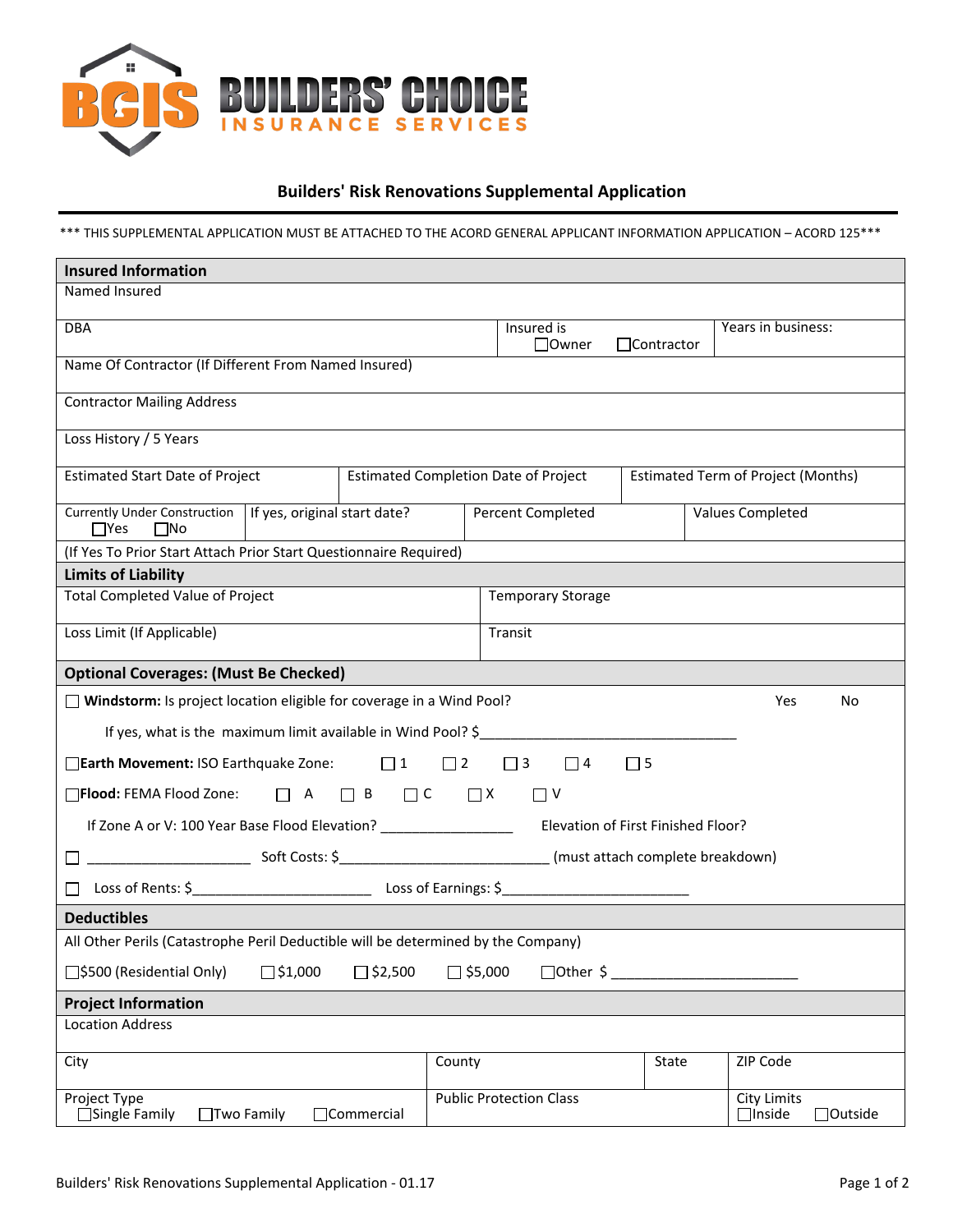BUILDERS' CHOICE INSURANCE SERVICES

## Builders' Risk Renovations Supplemental Application

*** THIS SUPPLEMENTAL APPLICATION MUST BE ATTACHED TO THE ACORD GENERAL APPLICANT INFORMATION APPLICATION – ACORD 125***

### Insured Information

| Named Insured | | |
|---|---|---|
| DBA | Insured is ☐Owner ☐Contractor | Years in business: |

Name Of Contractor (If Different From Named Insured)

Contractor Mailing Address

Loss History / 5 Years

| Estimated Start Date of Project | Estimated Completion Date of Project | Estimated Term of Project (Months) |
|---|---|---|

| Currently Under Construction ☐Yes ☐No | If yes, original start date? | Percent Completed | Values Completed |
|---|---|---|---|

(If Yes To Prior Start Attach Prior Start Questionnaire Required)

### Limits of Liability

| Total Completed Value of Project | Temporary Storage |
|---|---|
| Loss Limit (If Applicable) | Transit |

### Optional Coverages: (Must Be Checked)

☐ **Windstorm:** Is project location eligible for coverage in a Wind Pool? Yes No

If yes, what is the maximum limit available in Wind Pool? $________________________________

☐**Earth Movement:** ISO Earthquake Zone: ☐1 ☐2 ☐3 ☐4 ☐5

☐**Flood:** FEMA Flood Zone: ☐ A ☐ B ☐ C ☐X ☐V

If Zone A or V: 100 Year Base Flood Elevation? ________________ Elevation of First Finished Floor?

☐ ____________________ Soft Costs: $__________________________ (must attach complete breakdown)

☐ Loss of Rents: $______________________ Loss of Earnings: $________________________

### Deductibles

All Other Perils (Catastrophe Peril Deductible will be determined by the Company)

☐$500 (Residential Only) ☐$1,000 ☐$2,500 ☐$5,000 ☐Other $ ________________________

### Project Information

Location Address

| City | County | State | ZIP Code |
|---|---|---|---|

| Project Type ☐Single Family ☐Two Family ☐Commercial | Public Protection Class | City Limits ☐Inside ☐Outside |
|---|---|---|

Builders' Risk Renovations Supplemental Application - 01.17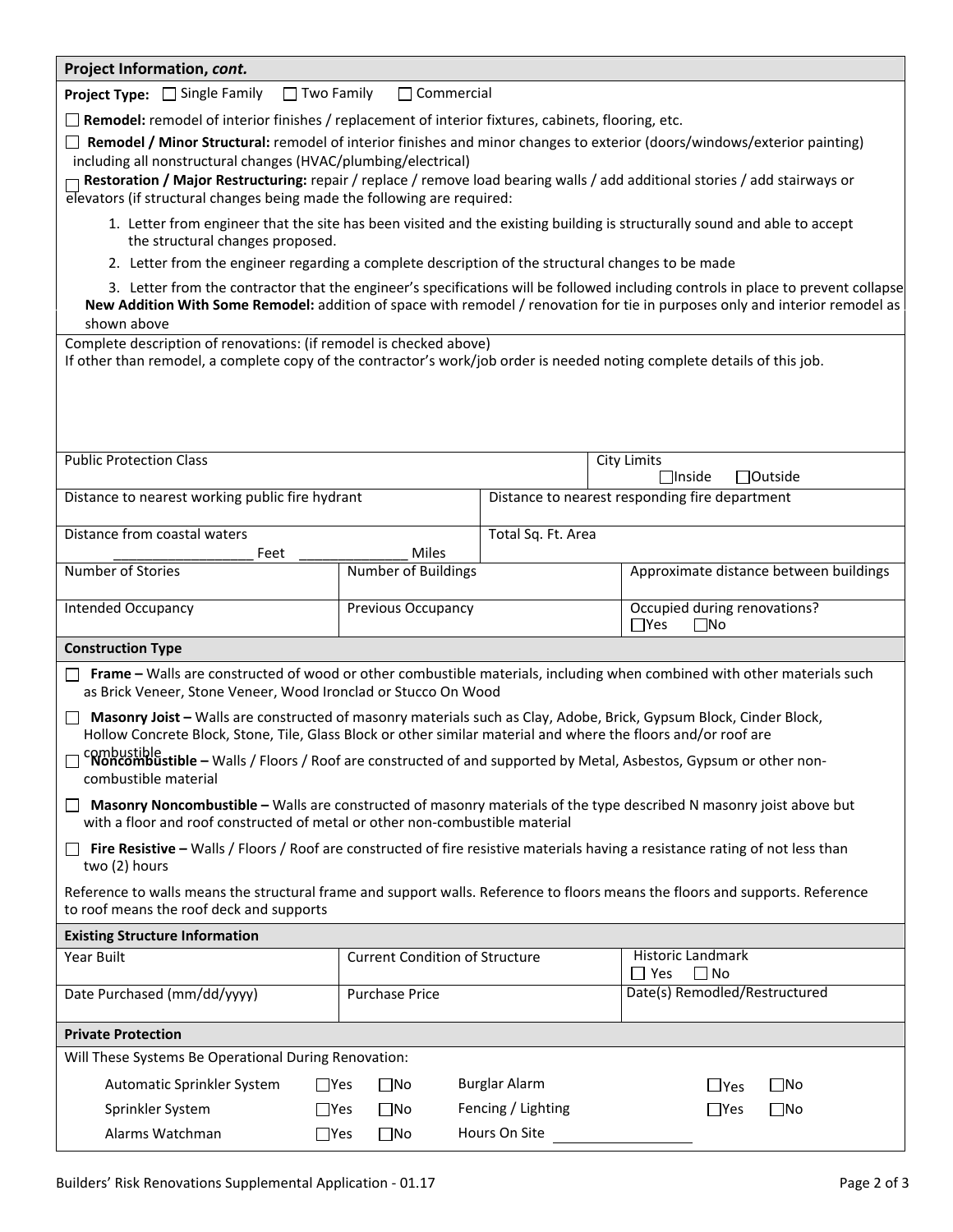## Project Information, *cont.*

**Project Type:** ☐ Single Family ☐ Two Family ☐ Commercial

☐ **Remodel:** remodel of interior finishes / replacement of interior fixtures, cabinets, flooring, etc.

☐ **Remodel / Minor Structural:** remodel of interior finishes and minor changes to exterior (doors/windows/exterior painting) including all nonstructural changes (HVAC/plumbing/electrical)

☐ **Restoration / Major Restructuring:** repair / replace / remove load bearing walls / add additional stories / add stairways or elevators (if structural changes being made the following are required:

1. Letter from engineer that the site has been visited and the existing building is structurally sound and able to accept the structural changes proposed.
2. Letter from the engineer regarding a complete description of the structural changes to be made
3. Letter from the contractor that the engineer's specifications will be followed including controls in place to prevent collapse

**New Addition With Some Remodel:** addition of space with remodel / renovation for tie in purposes only and interior remodel as shown above

Complete description of renovations: (if remodel is checked above)
If other than remodel, a complete copy of the contractor's work/job order is needed noting complete details of this job.

| Public Protection Class | City Limits ☐Inside ☐Outside |
|---|---|
| Distance to nearest working public fire hydrant | Distance to nearest responding fire department |
| Distance from coastal waters __________________ Feet ______________ Miles | Total Sq. Ft. Area |

| Number of Stories | Number of Buildings | Approximate distance between buildings |
|---|---|---|
| Intended Occupancy | Previous Occupancy | Occupied during renovations? ☐Yes ☐No |

## Construction Type

☐ **Frame –** Walls are constructed of wood or other combustible materials, including when combined with other materials such as Brick Veneer, Stone Veneer, Wood Ironclad or Stucco On Wood

☐ **Masonry Joist –** Walls are constructed of masonry materials such as Clay, Adobe, Brick, Gypsum Block, Cinder Block, Hollow Concrete Block, Stone, Tile, Glass Block or other similar material and where the floors and/or roof are combustible

☐ **Noncombustible –** Walls / Floors / Roof are constructed of and supported by Metal, Asbestos, Gypsum or other non-combustible material

☐ **Masonry Noncombustible –** Walls are constructed of masonry materials of the type described N masonry joist above but with a floor and roof constructed of metal or other non-combustible material

☐ **Fire Resistive –** Walls / Floors / Roof are constructed of fire resistive materials having a resistance rating of not less than two (2) hours

Reference to walls means the structural frame and support walls. Reference to floors means the floors and supports. Reference to roof means the roof deck and supports

## Existing Structure Information

| Year Built | Current Condition of Structure | Historic Landmark ☐ Yes ☐ No |
|---|---|---|
| Date Purchased (mm/dd/yyyy) | Purchase Price | Date(s) Remodled/Restructured |

## Private Protection

Will These Systems Be Operational During Renovation:

| | | | | | |
|---|---|---|---|---|---|
| Automatic Sprinkler System | ☐Yes | ☐No | Burglar Alarm | ☐Yes | ☐No |
| Sprinkler System | ☐Yes | ☐No | Fencing / Lighting | ☐Yes | ☐No |
| Alarms Watchman | ☐Yes | ☐No | Hours On Site | __________________ | |

Builders' Risk Renovations Supplemental Application - 01.17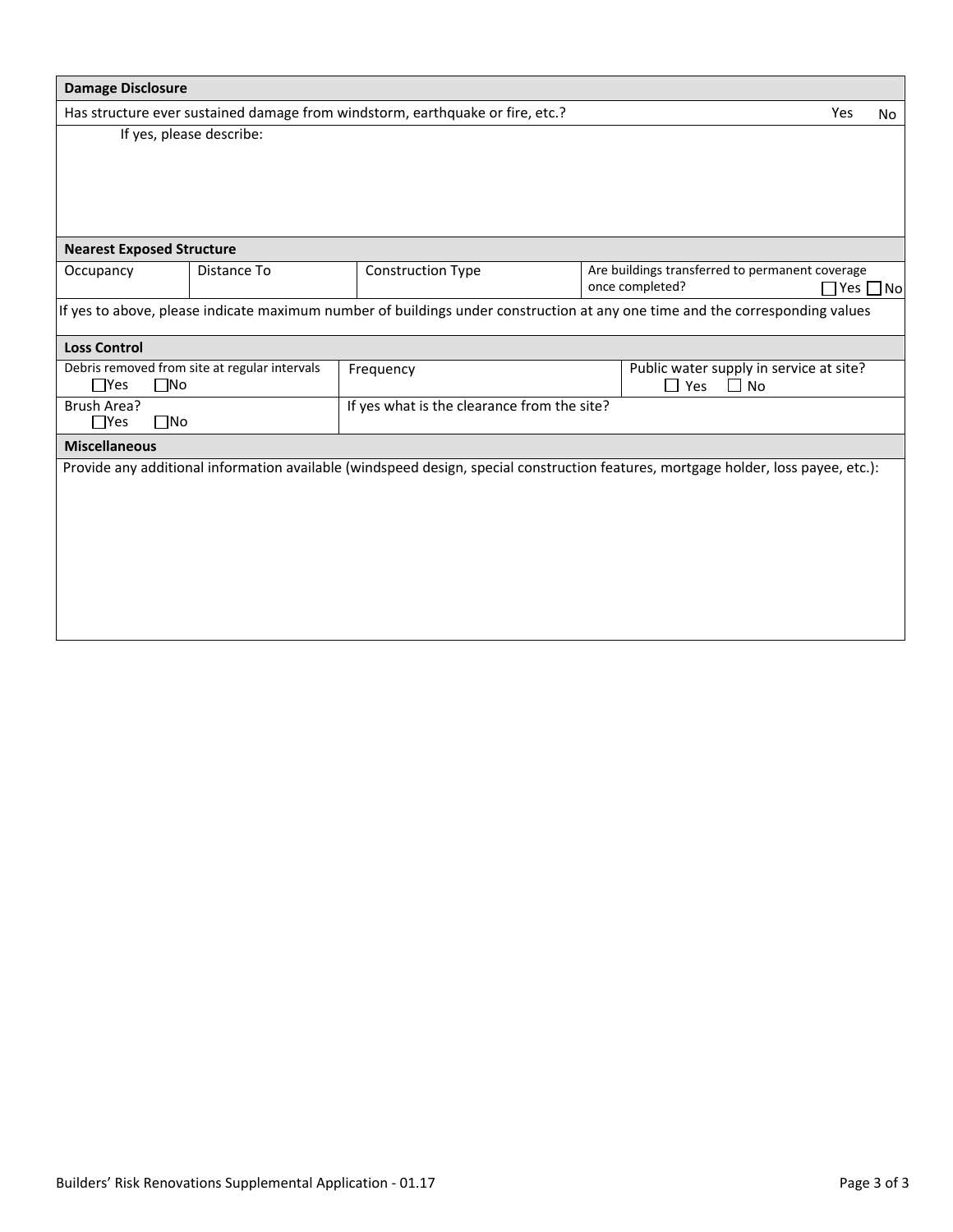## Damage Disclosure

Has structure ever sustained damage from windstorm, earthquake or fire, etc.? Yes No

If yes, please describe:

## Nearest Exposed Structure

| Occupancy | Distance To | Construction Type | Are buildings transferred to permanent coverage once completed? ☐ Yes ☐ No |
|---|---|---|---|
| | | | |

If yes to above, please indicate maximum number of buildings under construction at any one time and the corresponding values

## Loss Control

| | | |
|---|---|---|
| Debris removed from site at regular intervals ☐ Yes ☐ No | Frequency | Public water supply in service at site? ☐ Yes ☐ No |
| Brush Area? ☐ Yes ☐ No | If yes what is the clearance from the site? | |

## Miscellaneous

Provide any additional information available (windspeed design, special construction features, mortgage holder, loss payee, etc.):